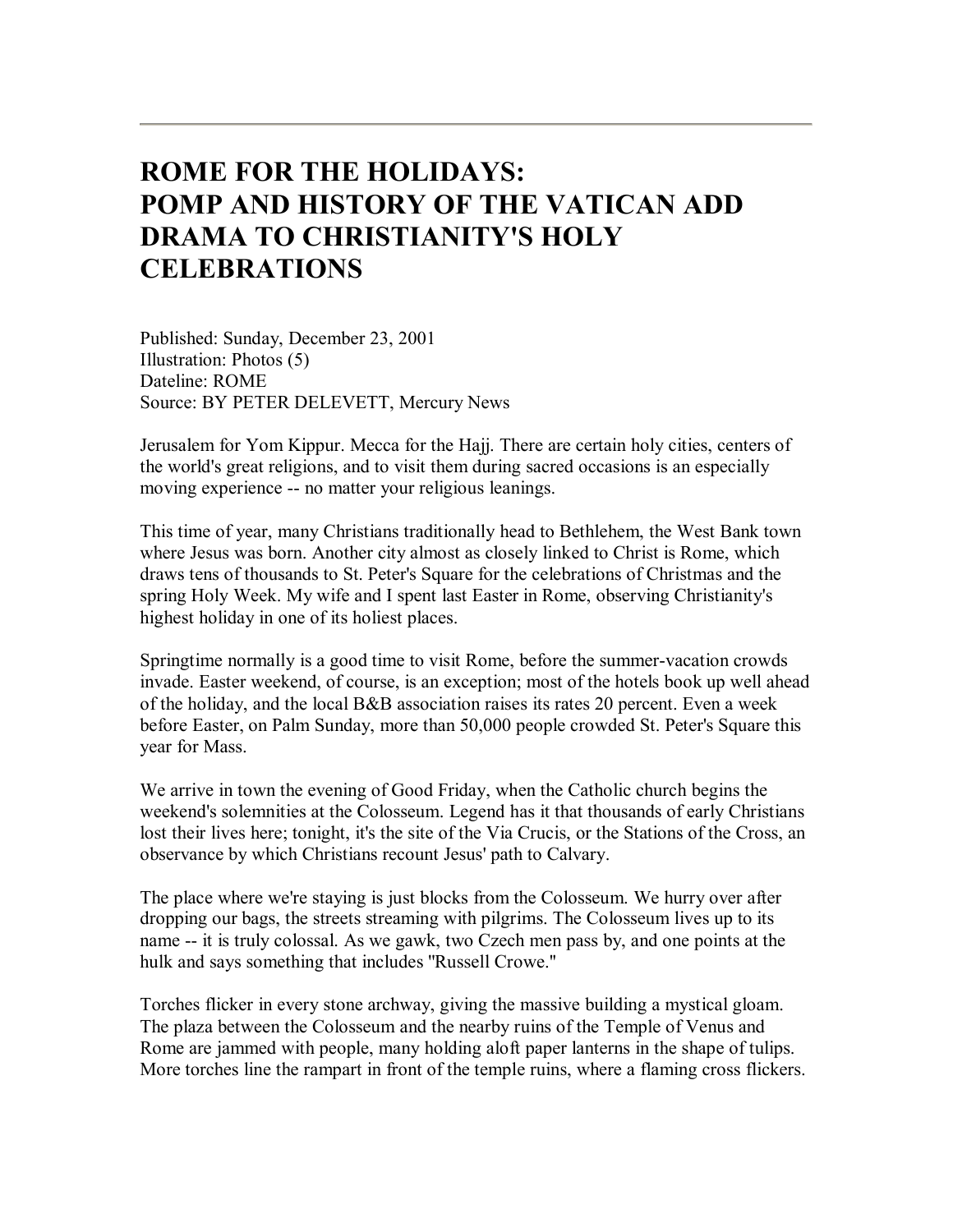# ROME FOR THE HOLIDAYS: POMP AND HISTORY OF THE VATICAN ADD DRAMA TO CHRISTIANITY'S HOLY CELEBRATIONS

Published: Sunday, December 23, 2001
Illustration: Photos (5)
Dateline: ROME
Source: BY PETER DELEVETT, Mercury News

Jerusalem for Yom Kippur. Mecca for the Hajj. There are certain holy cities, centers of the world's great religions, and to visit them during sacred occasions is an especially moving experience -- no matter your religious leanings.

This time of year, many Christians traditionally head to Bethlehem, the West Bank town where Jesus was born. Another city almost as closely linked to Christ is Rome, which draws tens of thousands to St. Peter's Square for the celebrations of Christmas and the spring Holy Week. My wife and I spent last Easter in Rome, observing Christianity's highest holiday in one of its holiest places.

Springtime normally is a good time to visit Rome, before the summer-vacation crowds invade. Easter weekend, of course, is an exception; most of the hotels book up well ahead of the holiday, and the local B&B association raises its rates 20 percent. Even a week before Easter, on Palm Sunday, more than 50,000 people crowded St. Peter's Square this year for Mass.

We arrive in town the evening of Good Friday, when the Catholic church begins the weekend's solemnities at the Colosseum. Legend has it that thousands of early Christians lost their lives here; tonight, it's the site of the Via Crucis, or the Stations of the Cross, an observance by which Christians recount Jesus' path to Calvary.

The place where we're staying is just blocks from the Colosseum. We hurry over after dropping our bags, the streets streaming with pilgrims. The Colosseum lives up to its name -- it is truly colossal. As we gawk, two Czech men pass by, and one points at the hulk and says something that includes "Russell Crowe."

Torches flicker in every stone archway, giving the massive building a mystical gloam. The plaza between the Colosseum and the nearby ruins of the Temple of Venus and Rome are jammed with people, many holding aloft paper lanterns in the shape of tulips. More torches line the rampart in front of the temple ruins, where a flaming cross flickers.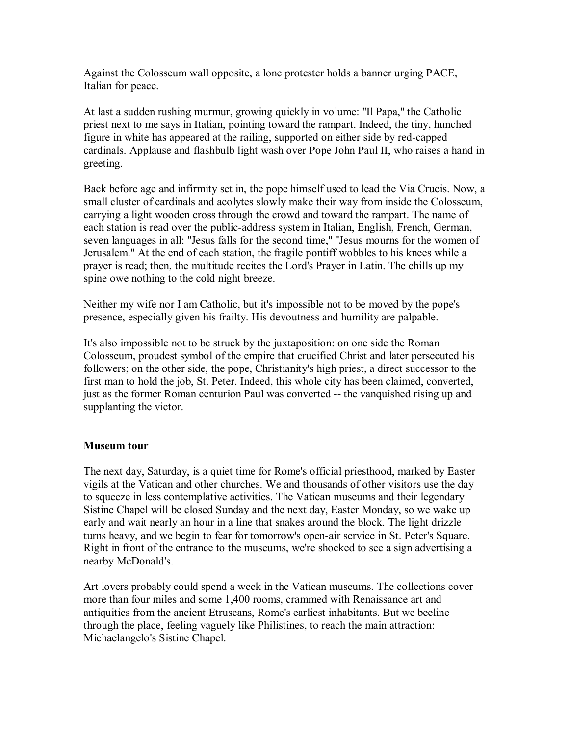Against the Colosseum wall opposite, a lone protester holds a banner urging PACE, Italian for peace.

At last a sudden rushing murmur, growing quickly in volume: "Il Papa," the Catholic priest next to me says in Italian, pointing toward the rampart. Indeed, the tiny, hunched figure in white has appeared at the railing, supported on either side by red-capped cardinals. Applause and flashbulb light wash over Pope John Paul II, who raises a hand in greeting.

Back before age and infirmity set in, the pope himself used to lead the Via Crucis. Now, a small cluster of cardinals and acolytes slowly make their way from inside the Colosseum, carrying a light wooden cross through the crowd and toward the rampart. The name of each station is read over the public-address system in Italian, English, French, German, seven languages in all: "Jesus falls for the second time," "Jesus mourns for the women of Jerusalem." At the end of each station, the fragile pontiff wobbles to his knees while a prayer is read; then, the multitude recites the Lord's Prayer in Latin. The chills up my spine owe nothing to the cold night breeze.

Neither my wife nor I am Catholic, but it's impossible not to be moved by the pope's presence, especially given his frailty. His devoutness and humility are palpable.

It's also impossible not to be struck by the juxtaposition: on one side the Roman Colosseum, proudest symbol of the empire that crucified Christ and later persecuted his followers; on the other side, the pope, Christianity's high priest, a direct successor to the first man to hold the job, St. Peter. Indeed, this whole city has been claimed, converted, just as the former Roman centurion Paul was converted -- the vanquished rising up and supplanting the victor.

**Museum tour**

The next day, Saturday, is a quiet time for Rome's official priesthood, marked by Easter vigils at the Vatican and other churches. We and thousands of other visitors use the day to squeeze in less contemplative activities. The Vatican museums and their legendary Sistine Chapel will be closed Sunday and the next day, Easter Monday, so we wake up early and wait nearly an hour in a line that snakes around the block. The light drizzle turns heavy, and we begin to fear for tomorrow's open-air service in St. Peter's Square. Right in front of the entrance to the museums, we're shocked to see a sign advertising a nearby McDonald's.

Art lovers probably could spend a week in the Vatican museums. The collections cover more than four miles and some 1,400 rooms, crammed with Renaissance art and antiquities from the ancient Etruscans, Rome's earliest inhabitants. But we beeline through the place, feeling vaguely like Philistines, to reach the main attraction: Michaelangelo's Sistine Chapel.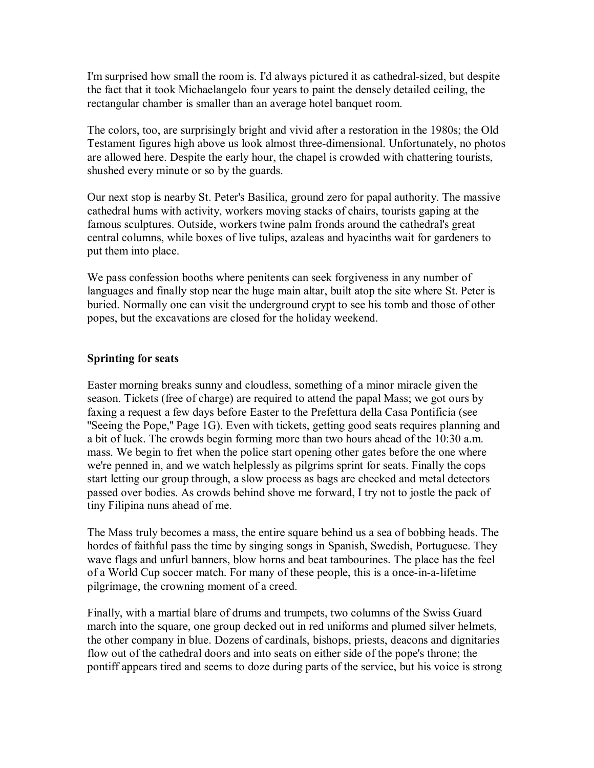I'm surprised how small the room is. I'd always pictured it as cathedral-sized, but despite the fact that it took Michaelangelo four years to paint the densely detailed ceiling, the rectangular chamber is smaller than an average hotel banquet room.

The colors, too, are surprisingly bright and vivid after a restoration in the 1980s; the Old Testament figures high above us look almost three-dimensional. Unfortunately, no photos are allowed here. Despite the early hour, the chapel is crowded with chattering tourists, shushed every minute or so by the guards.

Our next stop is nearby St. Peter's Basilica, ground zero for papal authority. The massive cathedral hums with activity, workers moving stacks of chairs, tourists gaping at the famous sculptures. Outside, workers twine palm fronds around the cathedral's great central columns, while boxes of live tulips, azaleas and hyacinths wait for gardeners to put them into place.

We pass confession booths where penitents can seek forgiveness in any number of languages and finally stop near the huge main altar, built atop the site where St. Peter is buried. Normally one can visit the underground crypt to see his tomb and those of other popes, but the excavations are closed for the holiday weekend.

**Sprinting for seats**

Easter morning breaks sunny and cloudless, something of a minor miracle given the season. Tickets (free of charge) are required to attend the papal Mass; we got ours by faxing a request a few days before Easter to the Prefettura della Casa Pontificia (see "Seeing the Pope," Page 1G). Even with tickets, getting good seats requires planning and a bit of luck. The crowds begin forming more than two hours ahead of the 10:30 a.m. mass. We begin to fret when the police start opening other gates before the one where we're penned in, and we watch helplessly as pilgrims sprint for seats. Finally the cops start letting our group through, a slow process as bags are checked and metal detectors passed over bodies. As crowds behind shove me forward, I try not to jostle the pack of tiny Filipina nuns ahead of me.

The Mass truly becomes a mass, the entire square behind us a sea of bobbing heads. The hordes of faithful pass the time by singing songs in Spanish, Swedish, Portuguese. They wave flags and unfurl banners, blow horns and beat tambourines. The place has the feel of a World Cup soccer match. For many of these people, this is a once-in-a-lifetime pilgrimage, the crowning moment of a creed.

Finally, with a martial blare of drums and trumpets, two columns of the Swiss Guard march into the square, one group decked out in red uniforms and plumed silver helmets, the other company in blue. Dozens of cardinals, bishops, priests, deacons and dignitaries flow out of the cathedral doors and into seats on either side of the pope's throne; the pontiff appears tired and seems to doze during parts of the service, but his voice is strong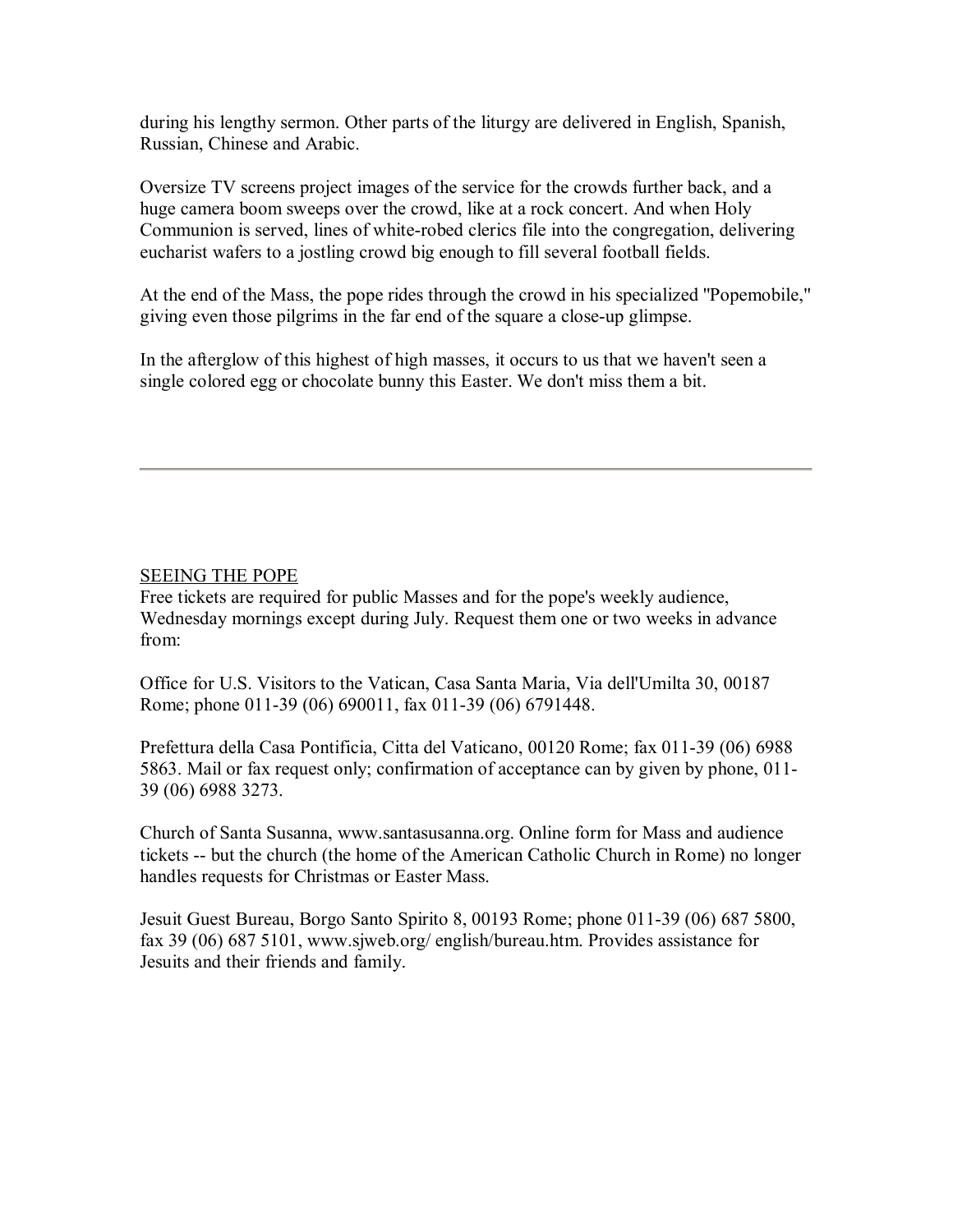during his lengthy sermon. Other parts of the liturgy are delivered in English, Spanish, Russian, Chinese and Arabic.

Oversize TV screens project images of the service for the crowds further back, and a huge camera boom sweeps over the crowd, like at a rock concert. And when Holy Communion is served, lines of white-robed clerics file into the congregation, delivering eucharist wafers to a jostling crowd big enough to fill several football fields.

At the end of the Mass, the pope rides through the crowd in his specialized "Popemobile," giving even those pilgrims in the far end of the square a close-up glimpse.

In the afterglow of this highest of high masses, it occurs to us that we haven't seen a single colored egg or chocolate bunny this Easter. We don't miss them a bit.

---

<u>SEEING THE POPE</u>

Free tickets are required for public Masses and for the pope's weekly audience, Wednesday mornings except during July. Request them one or two weeks in advance from:

Office for U.S. Visitors to the Vatican, Casa Santa Maria, Via dell'Umilta 30, 00187 Rome; phone 011-39 (06) 690011, fax 011-39 (06) 6791448.

Prefettura della Casa Pontificia, Citta del Vaticano, 00120 Rome; fax 011-39 (06) 6988 5863. Mail or fax request only; confirmation of acceptance can by given by phone, 011-39 (06) 6988 3273.

Church of Santa Susanna, www.santasusanna.org. Online form for Mass and audience tickets -- but the church (the home of the American Catholic Church in Rome) no longer handles requests for Christmas or Easter Mass.

Jesuit Guest Bureau, Borgo Santo Spirito 8, 00193 Rome; phone 011-39 (06) 687 5800, fax 39 (06) 687 5101, www.sjweb.org/ english/bureau.htm. Provides assistance for Jesuits and their friends and family.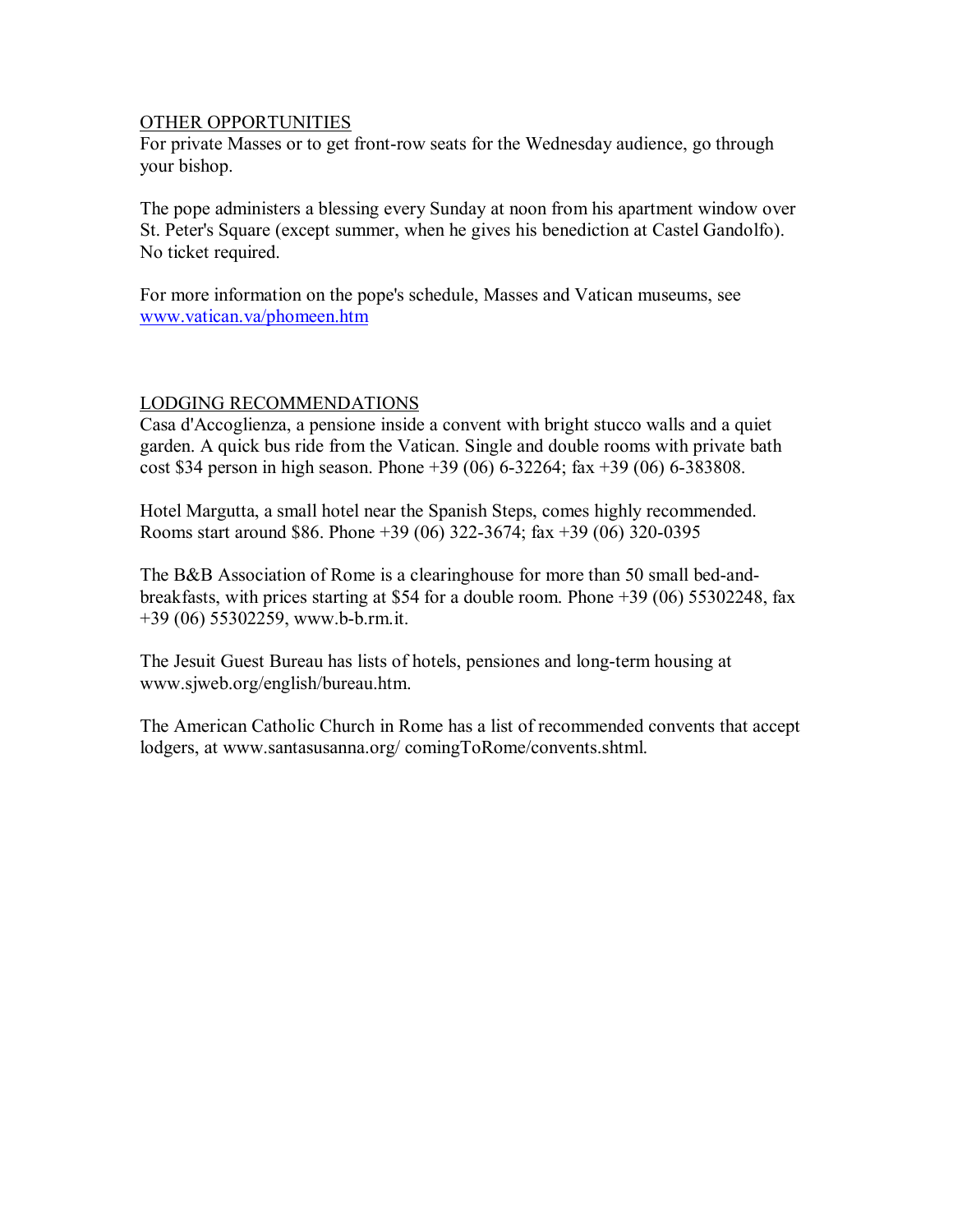## OTHER OPPORTUNITIES

For private Masses or to get front-row seats for the Wednesday audience, go through your bishop.

The pope administers a blessing every Sunday at noon from his apartment window over St. Peter's Square (except summer, when he gives his benediction at Castel Gandolfo). No ticket required.

For more information on the pope's schedule, Masses and Vatican museums, see [www.vatican.va/phomeen.htm](www.vatican.va/phomeen.htm)

## LODGING RECOMMENDATIONS

Casa d'Accoglienza, a pensione inside a convent with bright stucco walls and a quiet garden. A quick bus ride from the Vatican. Single and double rooms with private bath cost $34 person in high season. Phone +39 (06) 6-32264; fax +39 (06) 6-383808.

Hotel Margutta, a small hotel near the Spanish Steps, comes highly recommended. Rooms start around $86. Phone +39 (06) 322-3674; fax +39 (06) 320-0395

The B&B Association of Rome is a clearinghouse for more than 50 small bed-and-breakfasts, with prices starting at $54 for a double room. Phone +39 (06) 55302248, fax +39 (06) 55302259, www.b-b.rm.it.

The Jesuit Guest Bureau has lists of hotels, pensiones and long-term housing at www.sjweb.org/english/bureau.htm.

The American Catholic Church in Rome has a list of recommended convents that accept lodgers, at www.santasusanna.org/ comingToRome/convents.shtml.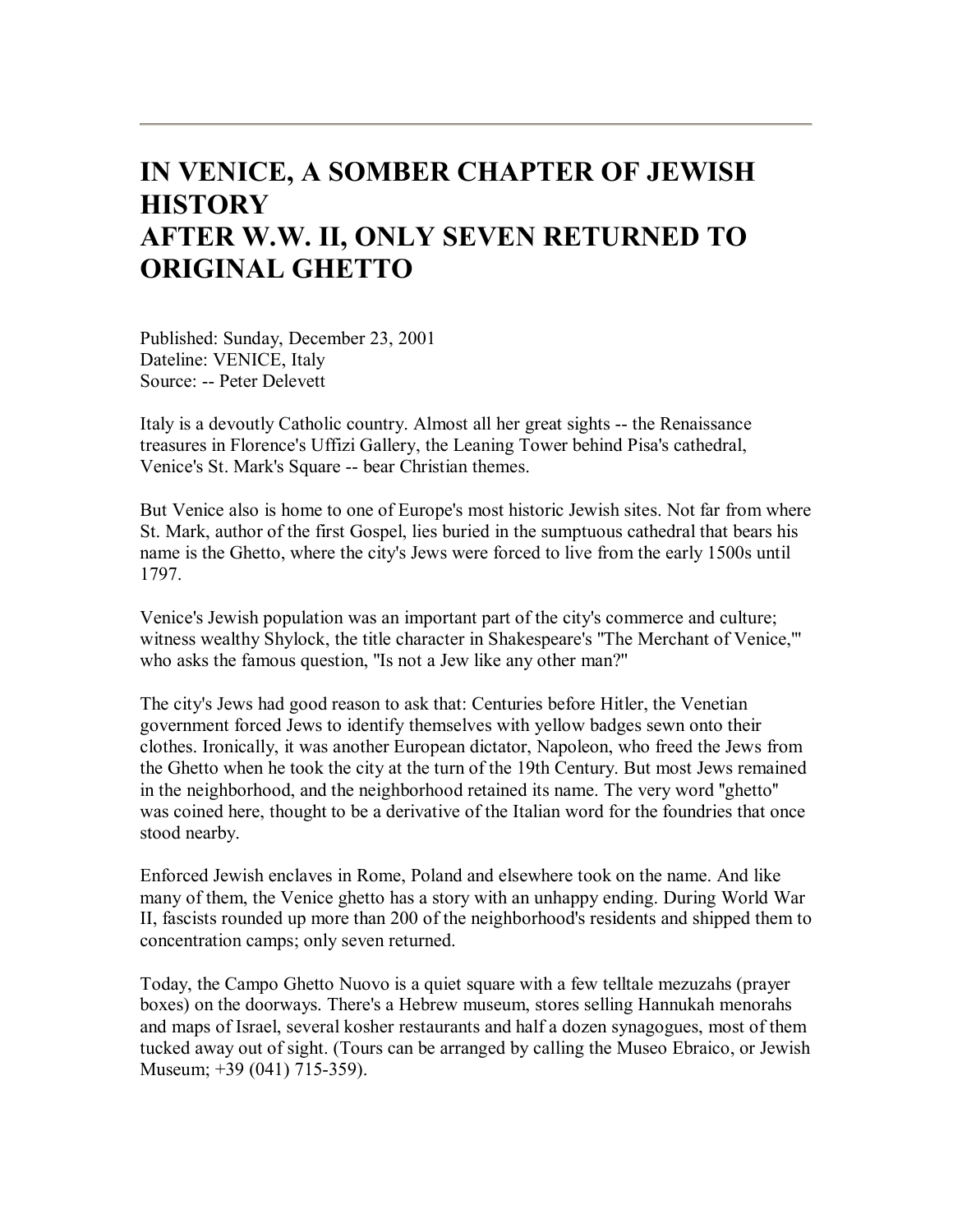# IN VENICE, A SOMBER CHAPTER OF JEWISH HISTORY AFTER W.W. II, ONLY SEVEN RETURNED TO ORIGINAL GHETTO

Published: Sunday, December 23, 2001
Dateline: VENICE, Italy
Source: -- Peter Delevett

Italy is a devoutly Catholic country. Almost all her great sights -- the Renaissance treasures in Florence's Uffizi Gallery, the Leaning Tower behind Pisa's cathedral, Venice's St. Mark's Square -- bear Christian themes.

But Venice also is home to one of Europe's most historic Jewish sites. Not far from where St. Mark, author of the first Gospel, lies buried in the sumptuous cathedral that bears his name is the Ghetto, where the city's Jews were forced to live from the early 1500s until 1797.

Venice's Jewish population was an important part of the city's commerce and culture; witness wealthy Shylock, the title character in Shakespeare's "The Merchant of Venice,"' who asks the famous question, "Is not a Jew like any other man?"

The city's Jews had good reason to ask that: Centuries before Hitler, the Venetian government forced Jews to identify themselves with yellow badges sewn onto their clothes. Ironically, it was another European dictator, Napoleon, who freed the Jews from the Ghetto when he took the city at the turn of the 19th Century. But most Jews remained in the neighborhood, and the neighborhood retained its name. The very word "ghetto" was coined here, thought to be a derivative of the Italian word for the foundries that once stood nearby.

Enforced Jewish enclaves in Rome, Poland and elsewhere took on the name. And like many of them, the Venice ghetto has a story with an unhappy ending. During World War II, fascists rounded up more than 200 of the neighborhood's residents and shipped them to concentration camps; only seven returned.

Today, the Campo Ghetto Nuovo is a quiet square with a few telltale mezuzahs (prayer boxes) on the doorways. There's a Hebrew museum, stores selling Hannukah menorahs and maps of Israel, several kosher restaurants and half a dozen synagogues, most of them tucked away out of sight. (Tours can be arranged by calling the Museo Ebraico, or Jewish Museum; +39 (041) 715-359).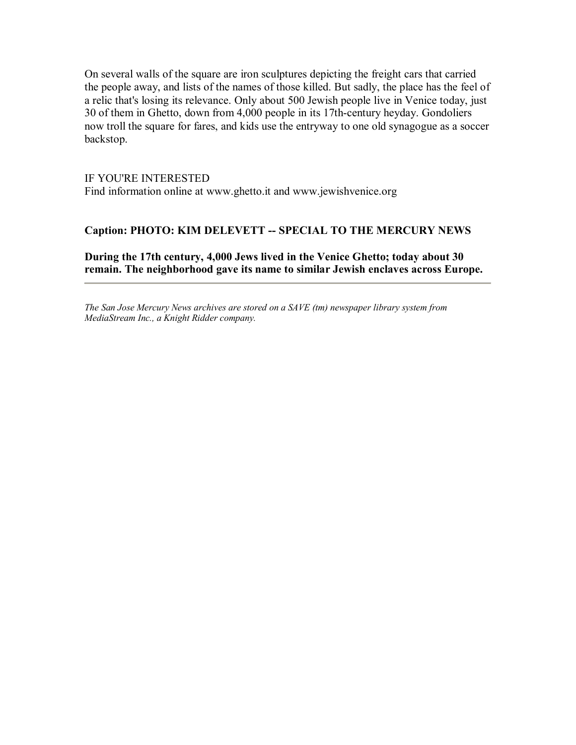On several walls of the square are iron sculptures depicting the freight cars that carried the people away, and lists of the names of those killed. But sadly, the place has the feel of a relic that's losing its relevance. Only about 500 Jewish people live in Venice today, just 30 of them in Ghetto, down from 4,000 people in its 17th-century heyday. Gondoliers now troll the square for fares, and kids use the entryway to one old synagogue as a soccer backstop.

IF YOU'RE INTERESTED
Find information online at www.ghetto.it and www.jewishvenice.org

**Caption: PHOTO: KIM DELEVETT -- SPECIAL TO THE MERCURY NEWS**

**During the 17th century, 4,000 Jews lived in the Venice Ghetto; today about 30 remain. The neighborhood gave its name to similar Jewish enclaves across Europe.**

---

*The San Jose Mercury News archives are stored on a SAVE (tm) newspaper library system from MediaStream Inc., a Knight Ridder company.*